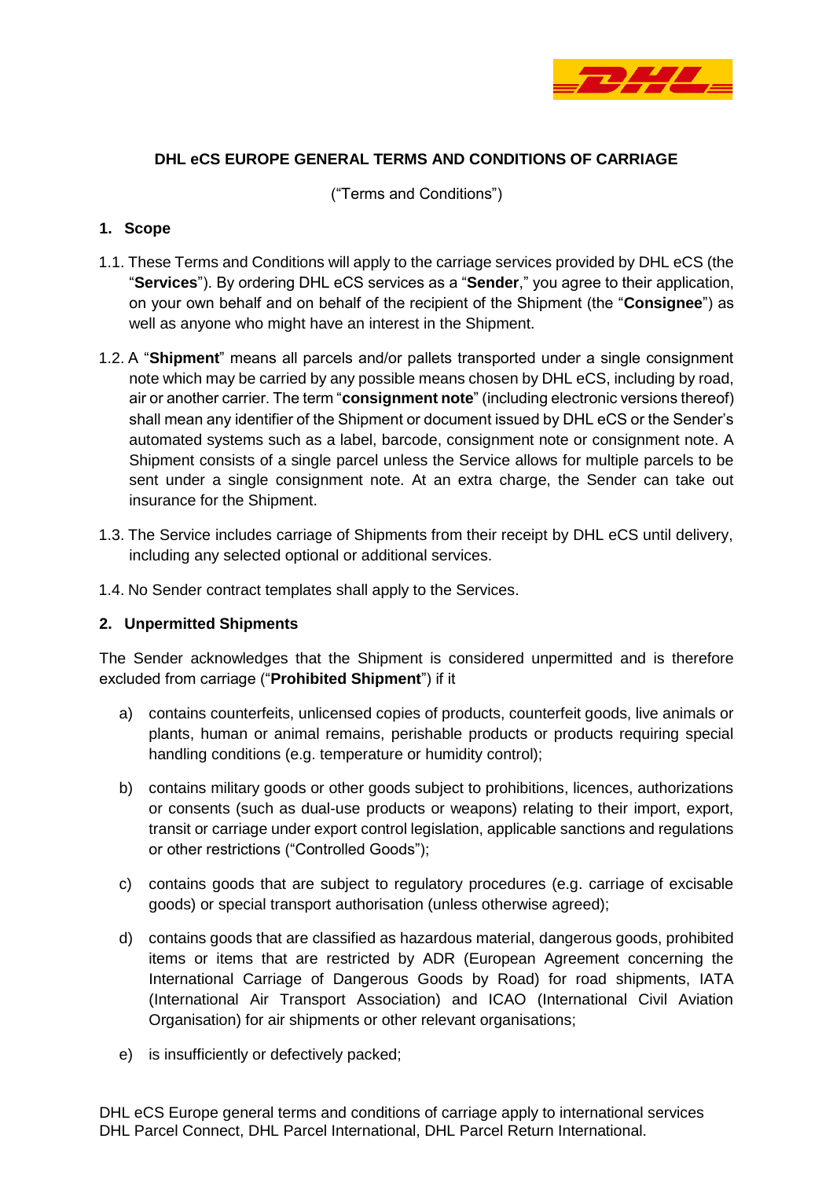# DHL eCS EUROPE GENERAL TERMS AND CONDITIONS OF CARRIAGE

("Terms and Conditions")

## 1. Scope

1.1. These Terms and Conditions will apply to the carriage services provided by DHL eCS (the "**Services**"). By ordering DHL eCS services as a "**Sender**," you agree to their application, on your own behalf and on behalf of the recipient of the Shipment (the "**Consignee**") as well as anyone who might have an interest in the Shipment.

1.2. A "**Shipment**" means all parcels and/or pallets transported under a single consignment note which may be carried by any possible means chosen by DHL eCS, including by road, air or another carrier. The term "**consignment note**" (including electronic versions thereof) shall mean any identifier of the Shipment or document issued by DHL eCS or the Sender's automated systems such as a label, barcode, consignment note or consignment note. A Shipment consists of a single parcel unless the Service allows for multiple parcels to be sent under a single consignment note. At an extra charge, the Sender can take out insurance for the Shipment.

1.3. The Service includes carriage of Shipments from their receipt by DHL eCS until delivery, including any selected optional or additional services.

1.4. No Sender contract templates shall apply to the Services.

## 2. Unpermitted Shipments

The Sender acknowledges that the Shipment is considered unpermitted and is therefore excluded from carriage ("**Prohibited Shipment**") if it

a) contains counterfeits, unlicensed copies of products, counterfeit goods, live animals or plants, human or animal remains, perishable products or products requiring special handling conditions (e.g. temperature or humidity control);

b) contains military goods or other goods subject to prohibitions, licences, authorizations or consents (such as dual-use products or weapons) relating to their import, export, transit or carriage under export control legislation, applicable sanctions and regulations or other restrictions ("Controlled Goods");

c) contains goods that are subject to regulatory procedures (e.g. carriage of excisable goods) or special transport authorisation (unless otherwise agreed);

d) contains goods that are classified as hazardous material, dangerous goods, prohibited items or items that are restricted by ADR (European Agreement concerning the International Carriage of Dangerous Goods by Road) for road shipments, IATA (International Air Transport Association) and ICAO (International Civil Aviation Organisation) for air shipments or other relevant organisations;

e) is insufficiently or defectively packed;

DHL eCS Europe general terms and conditions of carriage apply to international services DHL Parcel Connect, DHL Parcel International, DHL Parcel Return International.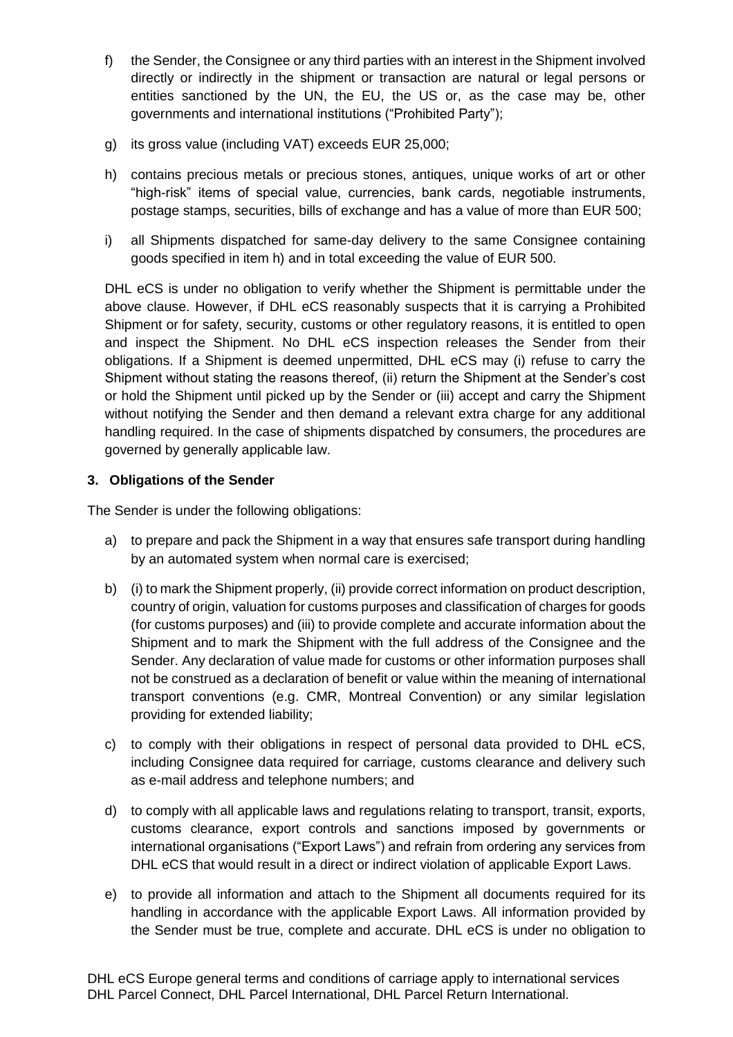f) the Sender, the Consignee or any third parties with an interest in the Shipment involved directly or indirectly in the shipment or transaction are natural or legal persons or entities sanctioned by the UN, the EU, the US or, as the case may be, other governments and international institutions ("Prohibited Party");

g) its gross value (including VAT) exceeds EUR 25,000;

h) contains precious metals or precious stones, antiques, unique works of art or other "high-risk" items of special value, currencies, bank cards, negotiable instruments, postage stamps, securities, bills of exchange and has a value of more than EUR 500;

i) all Shipments dispatched for same-day delivery to the same Consignee containing goods specified in item h) and in total exceeding the value of EUR 500.

DHL eCS is under no obligation to verify whether the Shipment is permittable under the above clause. However, if DHL eCS reasonably suspects that it is carrying a Prohibited Shipment or for safety, security, customs or other regulatory reasons, it is entitled to open and inspect the Shipment. No DHL eCS inspection releases the Sender from their obligations. If a Shipment is deemed unpermitted, DHL eCS may (i) refuse to carry the Shipment without stating the reasons thereof, (ii) return the Shipment at the Sender's cost or hold the Shipment until picked up by the Sender or (iii) accept and carry the Shipment without notifying the Sender and then demand a relevant extra charge for any additional handling required. In the case of shipments dispatched by consumers, the procedures are governed by generally applicable law.

**3. Obligations of the Sender**

The Sender is under the following obligations:

a) to prepare and pack the Shipment in a way that ensures safe transport during handling by an automated system when normal care is exercised;

b) (i) to mark the Shipment properly, (ii) provide correct information on product description, country of origin, valuation for customs purposes and classification of charges for goods (for customs purposes) and (iii) to provide complete and accurate information about the Shipment and to mark the Shipment with the full address of the Consignee and the Sender. Any declaration of value made for customs or other information purposes shall not be construed as a declaration of benefit or value within the meaning of international transport conventions (e.g. CMR, Montreal Convention) or any similar legislation providing for extended liability;

c) to comply with their obligations in respect of personal data provided to DHL eCS, including Consignee data required for carriage, customs clearance and delivery such as e-mail address and telephone numbers; and

d) to comply with all applicable laws and regulations relating to transport, transit, exports, customs clearance, export controls and sanctions imposed by governments or international organisations ("Export Laws") and refrain from ordering any services from DHL eCS that would result in a direct or indirect violation of applicable Export Laws.

e) to provide all information and attach to the Shipment all documents required for its handling in accordance with the applicable Export Laws. All information provided by the Sender must be true, complete and accurate. DHL eCS is under no obligation to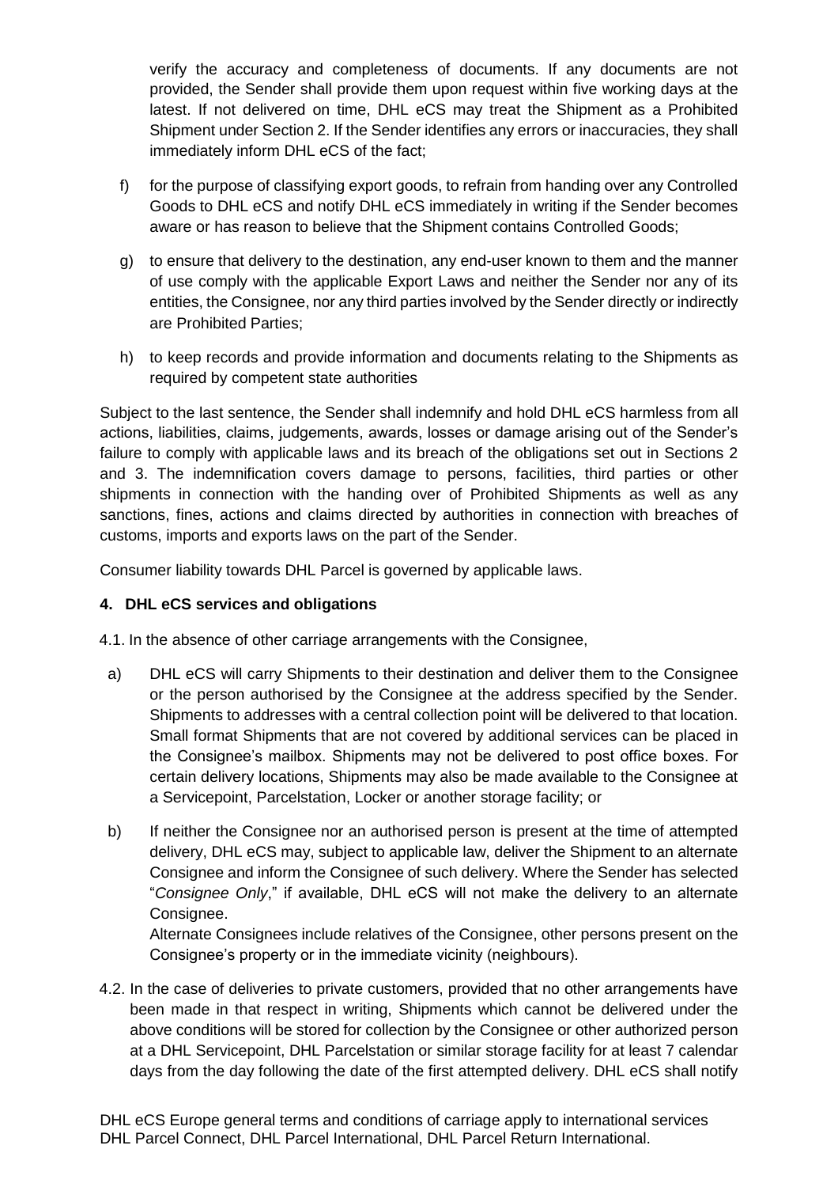verify the accuracy and completeness of documents. If any documents are not provided, the Sender shall provide them upon request within five working days at the latest. If not delivered on time, DHL eCS may treat the Shipment as a Prohibited Shipment under Section 2. If the Sender identifies any errors or inaccuracies, they shall immediately inform DHL eCS of the fact;

f) for the purpose of classifying export goods, to refrain from handing over any Controlled Goods to DHL eCS and notify DHL eCS immediately in writing if the Sender becomes aware or has reason to believe that the Shipment contains Controlled Goods;

g) to ensure that delivery to the destination, any end-user known to them and the manner of use comply with the applicable Export Laws and neither the Sender nor any of its entities, the Consignee, nor any third parties involved by the Sender directly or indirectly are Prohibited Parties;

h) to keep records and provide information and documents relating to the Shipments as required by competent state authorities

Subject to the last sentence, the Sender shall indemnify and hold DHL eCS harmless from all actions, liabilities, claims, judgements, awards, losses or damage arising out of the Sender's failure to comply with applicable laws and its breach of the obligations set out in Sections 2 and 3. The indemnification covers damage to persons, facilities, third parties or other shipments in connection with the handing over of Prohibited Shipments as well as any sanctions, fines, actions and claims directed by authorities in connection with breaches of customs, imports and exports laws on the part of the Sender.

Consumer liability towards DHL Parcel is governed by applicable laws.

## 4. DHL eCS services and obligations

4.1. In the absence of other carriage arrangements with the Consignee,

a) DHL eCS will carry Shipments to their destination and deliver them to the Consignee or the person authorised by the Consignee at the address specified by the Sender. Shipments to addresses with a central collection point will be delivered to that location. Small format Shipments that are not covered by additional services can be placed in the Consignee's mailbox. Shipments may not be delivered to post office boxes. For certain delivery locations, Shipments may also be made available to the Consignee at a Servicepoint, Parcelstation, Locker or another storage facility; or

b) If neither the Consignee nor an authorised person is present at the time of attempted delivery, DHL eCS may, subject to applicable law, deliver the Shipment to an alternate Consignee and inform the Consignee of such delivery. Where the Sender has selected "*Consignee Only*," if available, DHL eCS will not make the delivery to an alternate Consignee.
Alternate Consignees include relatives of the Consignee, other persons present on the Consignee's property or in the immediate vicinity (neighbours).

4.2. In the case of deliveries to private customers, provided that no other arrangements have been made in that respect in writing, Shipments which cannot be delivered under the above conditions will be stored for collection by the Consignee or other authorized person at a DHL Servicepoint, DHL Parcelstation or similar storage facility for at least 7 calendar days from the day following the date of the first attempted delivery. DHL eCS shall notify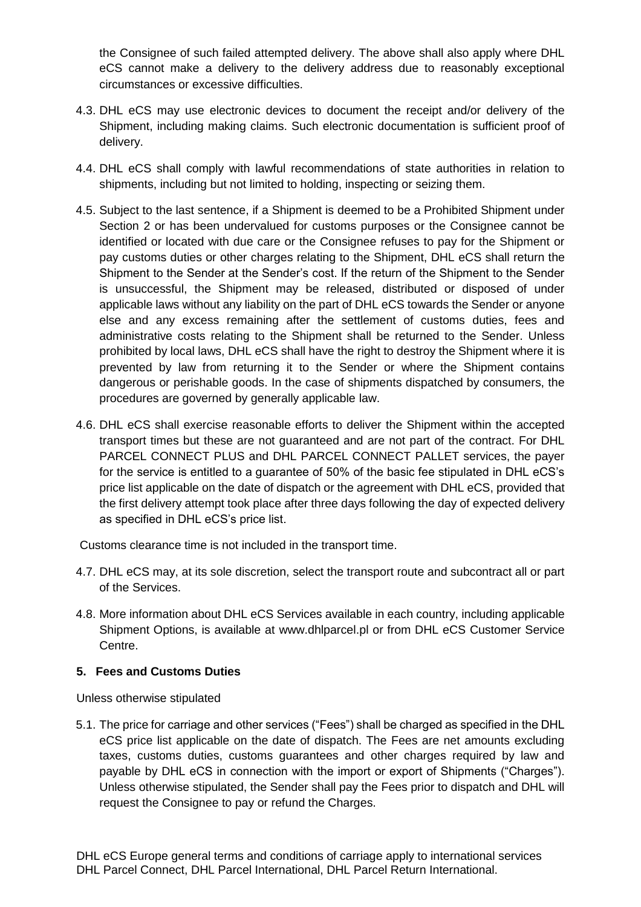the Consignee of such failed attempted delivery. The above shall also apply where DHL eCS cannot make a delivery to the delivery address due to reasonably exceptional circumstances or excessive difficulties.

4.3. DHL eCS may use electronic devices to document the receipt and/or delivery of the Shipment, including making claims. Such electronic documentation is sufficient proof of delivery.

4.4. DHL eCS shall comply with lawful recommendations of state authorities in relation to shipments, including but not limited to holding, inspecting or seizing them.

4.5. Subject to the last sentence, if a Shipment is deemed to be a Prohibited Shipment under Section 2 or has been undervalued for customs purposes or the Consignee cannot be identified or located with due care or the Consignee refuses to pay for the Shipment or pay customs duties or other charges relating to the Shipment, DHL eCS shall return the Shipment to the Sender at the Sender's cost. If the return of the Shipment to the Sender is unsuccessful, the Shipment may be released, distributed or disposed of under applicable laws without any liability on the part of DHL eCS towards the Sender or anyone else and any excess remaining after the settlement of customs duties, fees and administrative costs relating to the Shipment shall be returned to the Sender. Unless prohibited by local laws, DHL eCS shall have the right to destroy the Shipment where it is prevented by law from returning it to the Sender or where the Shipment contains dangerous or perishable goods. In the case of shipments dispatched by consumers, the procedures are governed by generally applicable law.

4.6. DHL eCS shall exercise reasonable efforts to deliver the Shipment within the accepted transport times but these are not guaranteed and are not part of the contract. For DHL PARCEL CONNECT PLUS and DHL PARCEL CONNECT PALLET services, the payer for the service is entitled to a guarantee of 50% of the basic fee stipulated in DHL eCS's price list applicable on the date of dispatch or the agreement with DHL eCS, provided that the first delivery attempt took place after three days following the day of expected delivery as specified in DHL eCS's price list.

Customs clearance time is not included in the transport time.

4.7. DHL eCS may, at its sole discretion, select the transport route and subcontract all or part of the Services.

4.8. More information about DHL eCS Services available in each country, including applicable Shipment Options, is available at www.dhlparcel.pl or from DHL eCS Customer Service Centre.

## 5. Fees and Customs Duties

Unless otherwise stipulated

5.1. The price for carriage and other services ("Fees") shall be charged as specified in the DHL eCS price list applicable on the date of dispatch. The Fees are net amounts excluding taxes, customs duties, customs guarantees and other charges required by law and payable by DHL eCS in connection with the import or export of Shipments ("Charges"). Unless otherwise stipulated, the Sender shall pay the Fees prior to dispatch and DHL will request the Consignee to pay or refund the Charges.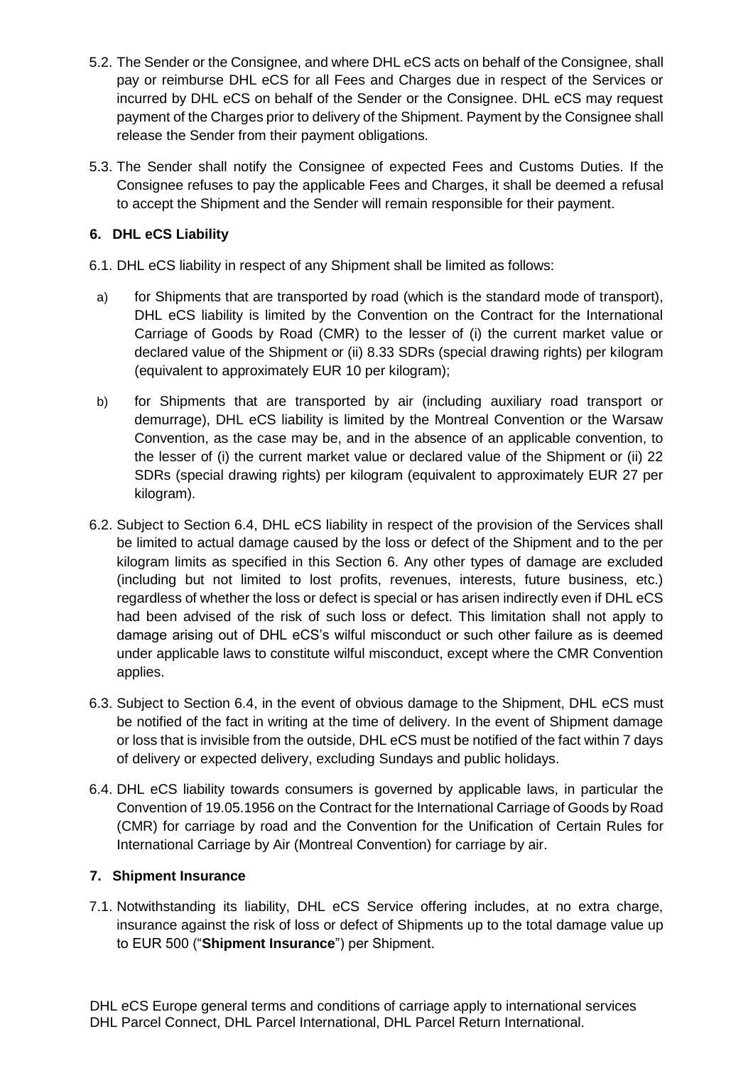5.2. The Sender or the Consignee, and where DHL eCS acts on behalf of the Consignee, shall pay or reimburse DHL eCS for all Fees and Charges due in respect of the Services or incurred by DHL eCS on behalf of the Sender or the Consignee. DHL eCS may request payment of the Charges prior to delivery of the Shipment. Payment by the Consignee shall release the Sender from their payment obligations.

5.3. The Sender shall notify the Consignee of expected Fees and Customs Duties. If the Consignee refuses to pay the applicable Fees and Charges, it shall be deemed a refusal to accept the Shipment and the Sender will remain responsible for their payment.

## 6. DHL eCS Liability

6.1. DHL eCS liability in respect of any Shipment shall be limited as follows:

a) for Shipments that are transported by road (which is the standard mode of transport), DHL eCS liability is limited by the Convention on the Contract for the International Carriage of Goods by Road (CMR) to the lesser of (i) the current market value or declared value of the Shipment or (ii) 8.33 SDRs (special drawing rights) per kilogram (equivalent to approximately EUR 10 per kilogram);

b) for Shipments that are transported by air (including auxiliary road transport or demurrage), DHL eCS liability is limited by the Montreal Convention or the Warsaw Convention, as the case may be, and in the absence of an applicable convention, to the lesser of (i) the current market value or declared value of the Shipment or (ii) 22 SDRs (special drawing rights) per kilogram (equivalent to approximately EUR 27 per kilogram).

6.2. Subject to Section 6.4, DHL eCS liability in respect of the provision of the Services shall be limited to actual damage caused by the loss or defect of the Shipment and to the per kilogram limits as specified in this Section 6. Any other types of damage are excluded (including but not limited to lost profits, revenues, interests, future business, etc.) regardless of whether the loss or defect is special or has arisen indirectly even if DHL eCS had been advised of the risk of such loss or defect. This limitation shall not apply to damage arising out of DHL eCS's wilful misconduct or such other failure as is deemed under applicable laws to constitute wilful misconduct, except where the CMR Convention applies.

6.3. Subject to Section 6.4, in the event of obvious damage to the Shipment, DHL eCS must be notified of the fact in writing at the time of delivery. In the event of Shipment damage or loss that is invisible from the outside, DHL eCS must be notified of the fact within 7 days of delivery or expected delivery, excluding Sundays and public holidays.

6.4. DHL eCS liability towards consumers is governed by applicable laws, in particular the Convention of 19.05.1956 on the Contract for the International Carriage of Goods by Road (CMR) for carriage by road and the Convention for the Unification of Certain Rules for International Carriage by Air (Montreal Convention) for carriage by air.

## 7. Shipment Insurance

7.1. Notwithstanding its liability, DHL eCS Service offering includes, at no extra charge, insurance against the risk of loss or defect of Shipments up to the total damage value up to EUR 500 ("**Shipment Insurance**") per Shipment.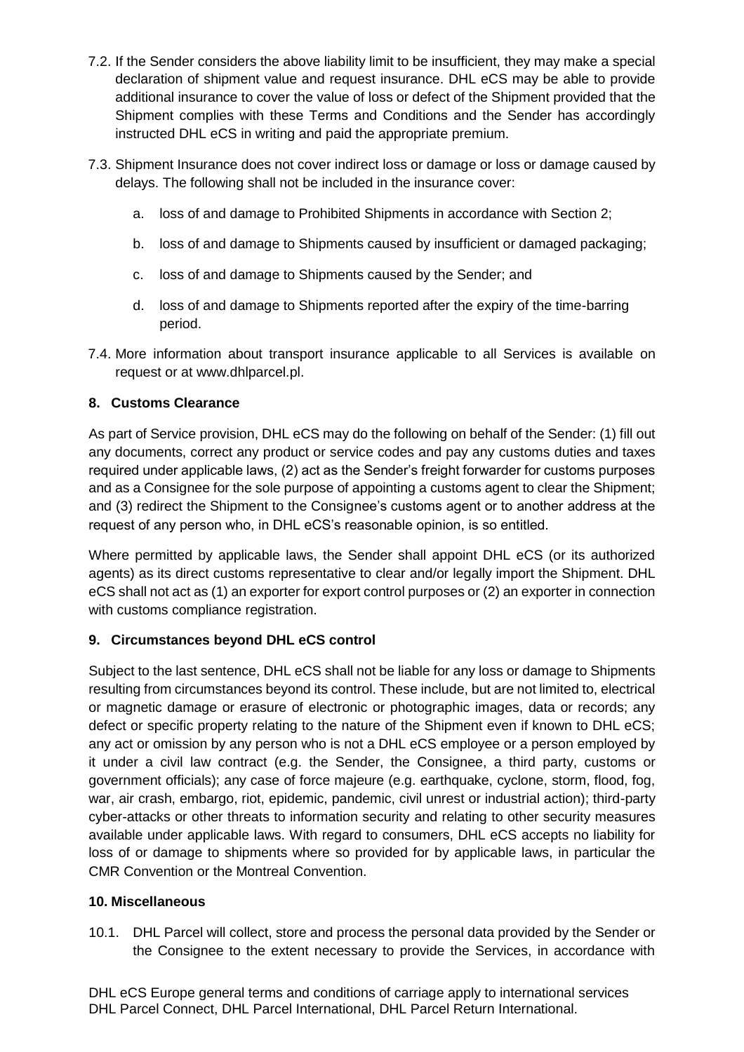7.2. If the Sender considers the above liability limit to be insufficient, they may make a special declaration of shipment value and request insurance. DHL eCS may be able to provide additional insurance to cover the value of loss or defect of the Shipment provided that the Shipment complies with these Terms and Conditions and the Sender has accordingly instructed DHL eCS in writing and paid the appropriate premium.

7.3. Shipment Insurance does not cover indirect loss or damage or loss or damage caused by delays. The following shall not be included in the insurance cover:

a. loss of and damage to Prohibited Shipments in accordance with Section 2;

b. loss of and damage to Shipments caused by insufficient or damaged packaging;

c. loss of and damage to Shipments caused by the Sender; and

d. loss of and damage to Shipments reported after the expiry of the time-barring period.

7.4. More information about transport insurance applicable to all Services is available on request or at www.dhlparcel.pl.

## 8. Customs Clearance

As part of Service provision, DHL eCS may do the following on behalf of the Sender: (1) fill out any documents, correct any product or service codes and pay any customs duties and taxes required under applicable laws, (2) act as the Sender's freight forwarder for customs purposes and as a Consignee for the sole purpose of appointing a customs agent to clear the Shipment; and (3) redirect the Shipment to the Consignee's customs agent or to another address at the request of any person who, in DHL eCS's reasonable opinion, is so entitled.

Where permitted by applicable laws, the Sender shall appoint DHL eCS (or its authorized agents) as its direct customs representative to clear and/or legally import the Shipment. DHL eCS shall not act as (1) an exporter for export control purposes or (2) an exporter in connection with customs compliance registration.

## 9. Circumstances beyond DHL eCS control

Subject to the last sentence, DHL eCS shall not be liable for any loss or damage to Shipments resulting from circumstances beyond its control. These include, but are not limited to, electrical or magnetic damage or erasure of electronic or photographic images, data or records; any defect or specific property relating to the nature of the Shipment even if known to DHL eCS; any act or omission by any person who is not a DHL eCS employee or a person employed by it under a civil law contract (e.g. the Sender, the Consignee, a third party, customs or government officials); any case of force majeure (e.g. earthquake, cyclone, storm, flood, fog, war, air crash, embargo, riot, epidemic, pandemic, civil unrest or industrial action); third-party cyber-attacks or other threats to information security and relating to other security measures available under applicable laws. With regard to consumers, DHL eCS accepts no liability for loss of or damage to shipments where so provided for by applicable laws, in particular the CMR Convention or the Montreal Convention.

## 10. Miscellaneous

10.1. DHL Parcel will collect, store and process the personal data provided by the Sender or the Consignee to the extent necessary to provide the Services, in accordance with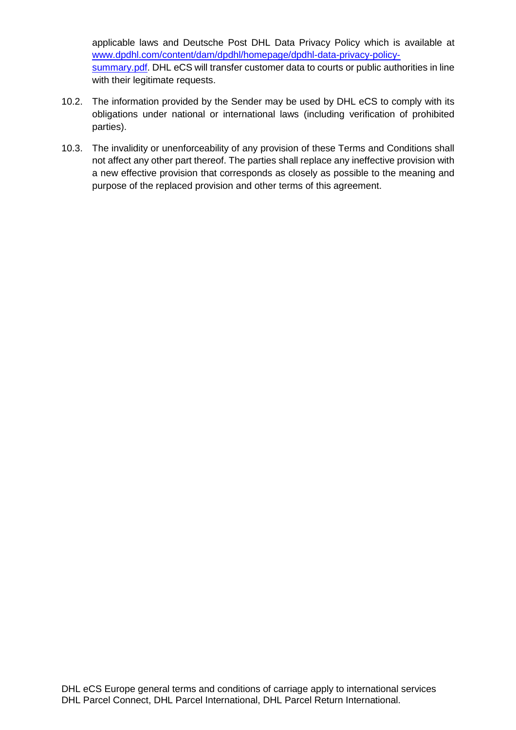applicable laws and Deutsche Post DHL Data Privacy Policy which is available at [www.dpdhl.com/content/dam/dpdhl/homepage/dpdhl-data-privacy-policy-summary.pdf](www.dpdhl.com/content/dam/dpdhl/homepage/dpdhl-data-privacy-policy-summary.pdf). DHL eCS will transfer customer data to courts or public authorities in line with their legitimate requests.

10.2. The information provided by the Sender may be used by DHL eCS to comply with its obligations under national or international laws (including verification of prohibited parties).

10.3. The invalidity or unenforceability of any provision of these Terms and Conditions shall not affect any other part thereof. The parties shall replace any ineffective provision with a new effective provision that corresponds as closely as possible to the meaning and purpose of the replaced provision and other terms of this agreement.